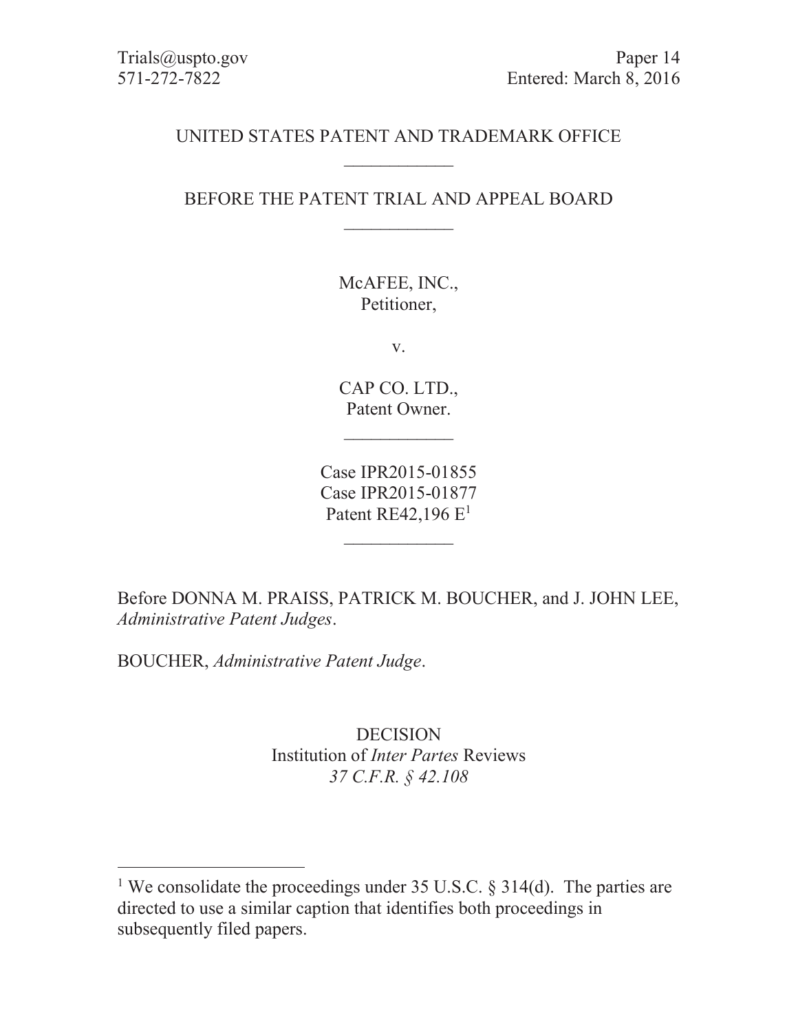Trials@uspto.gov
571-272-7822

Paper 14
Entered: March 8, 2016

UNITED STATES PATENT AND TRADEMARK OFFICE

---

BEFORE THE PATENT TRIAL AND APPEAL BOARD

---

McAFEE, INC.,
Petitioner,

v.

CAP CO. LTD.,
Patent Owner.

---

Case IPR2015-01855
Case IPR2015-01877
Patent RE42,196 E[1]

---

Before DONNA M. PRAISS, PATRICK M. BOUCHER, and J. JOHN LEE, *Administrative Patent Judges*.

BOUCHER, *Administrative Patent Judge*.

DECISION
Institution of *Inter Partes* Reviews
*37 C.F.R. § 42.108*

---

[1] We consolidate the proceedings under 35 U.S.C. § 314(d). The parties are directed to use a similar caption that identifies both proceedings in subsequently filed papers.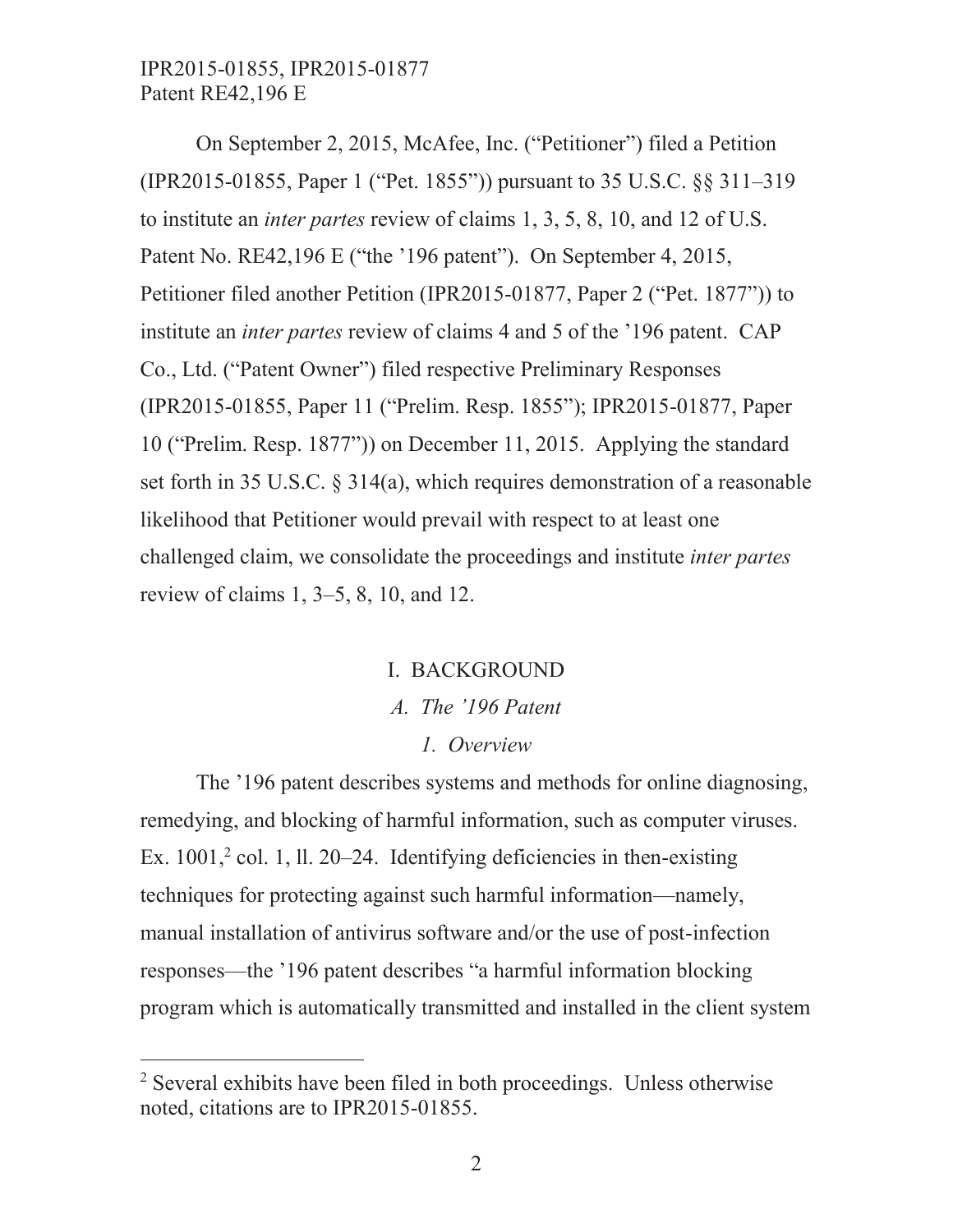On September 2, 2015, McAfee, Inc. ("Petitioner") filed a Petition (IPR2015-01855, Paper 1 ("Pet. 1855")) pursuant to 35 U.S.C. §§ 311–319 to institute an *inter partes* review of claims 1, 3, 5, 8, 10, and 12 of U.S. Patent No. RE42,196 E ("the '196 patent"). On September 4, 2015, Petitioner filed another Petition (IPR2015-01877, Paper 2 ("Pet. 1877")) to institute an *inter partes* review of claims 4 and 5 of the '196 patent. CAP Co., Ltd. ("Patent Owner") filed respective Preliminary Responses (IPR2015-01855, Paper 11 ("Prelim. Resp. 1855"); IPR2015-01877, Paper 10 ("Prelim. Resp. 1877")) on December 11, 2015. Applying the standard set forth in 35 U.S.C. § 314(a), which requires demonstration of a reasonable likelihood that Petitioner would prevail with respect to at least one challenged claim, we consolidate the proceedings and institute *inter partes* review of claims 1, 3–5, 8, 10, and 12.

# I. BACKGROUND

## *A. The '196 Patent*

### *1. Overview*

The '196 patent describes systems and methods for online diagnosing, remedying, and blocking of harmful information, such as computer viruses. Ex. 1001,[2] col. 1, ll. 20–24. Identifying deficiencies in then-existing techniques for protecting against such harmful information—namely, manual installation of antivirus software and/or the use of post-infection responses—the '196 patent describes "a harmful information blocking program which is automatically transmitted and installed in the client system

[2] Several exhibits have been filed in both proceedings. Unless otherwise noted, citations are to IPR2015-01855.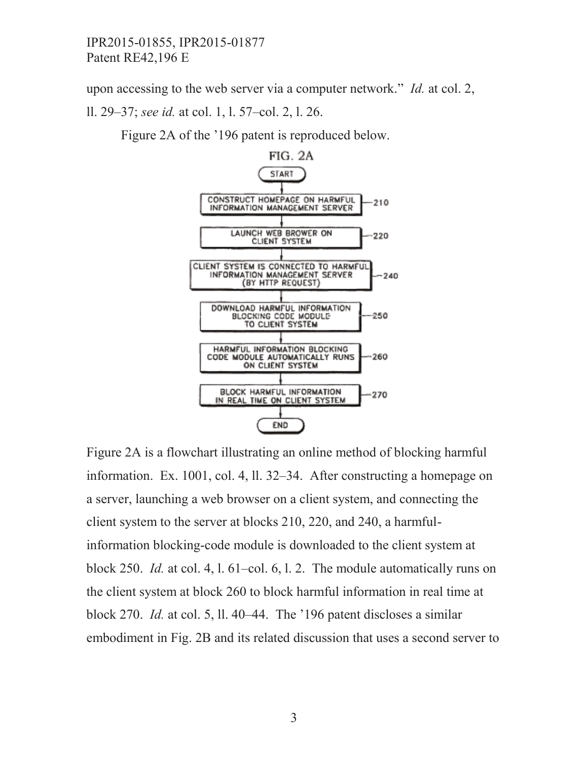upon accessing to the web server via a computer network." *Id.* at col. 2, ll. 29–37; *see id.* at col. 1, l. 57–col. 2, l. 26.

Figure 2A of the '196 patent is reproduced below.

FIG. 2A

- START
- CONSTRUCT HOMEPAGE ON HARMFUL INFORMATION MANAGEMENT SERVER — 210
- LAUNCH WEB BROWER ON CLIENT SYSTEM — 220
- CLIENT SYSTEM IS CONNECTED TO HARMFUL INFORMATION MANAGEMENT SERVER (BY HTTP REQUEST) — 240
- DOWNLOAD HARMFUL INFORMATION BLOCKING CODE MODULE TO CLIENT SYSTEM — 250
- HARMFUL INFORMATION BLOCKING CODE MODULE AUTOMATICALLY RUNS ON CLIENT SYSTEM — 260
- BLOCK HARMFUL INFORMATION IN REAL TIME ON CLIENT SYSTEM — 270
- END

Figure 2A is a flowchart illustrating an online method of blocking harmful information. Ex. 1001, col. 4, ll. 32–34. After constructing a homepage on a server, launching a web browser on a client system, and connecting the client system to the server at blocks 210, 220, and 240, a harmful-information blocking-code module is downloaded to the client system at block 250. *Id.* at col. 4, l. 61–col. 6, l. 2. The module automatically runs on the client system at block 260 to block harmful information in real time at block 270. *Id.* at col. 5, ll. 40–44. The '196 patent discloses a similar embodiment in Fig. 2B and its related discussion that uses a second server to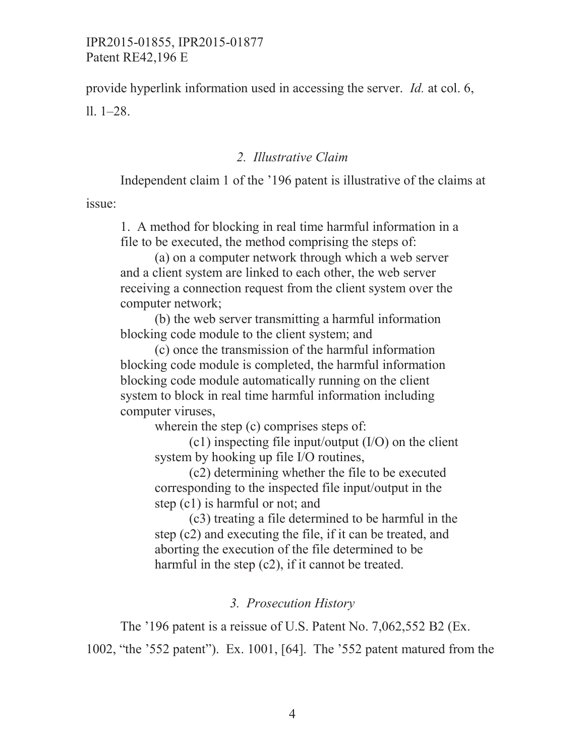provide hyperlink information used in accessing the server. *Id.* at col. 6, ll. 1–28.

### *2. Illustrative Claim*

Independent claim 1 of the '196 patent is illustrative of the claims at issue:

> 1. A method for blocking in real time harmful information in a file to be executed, the method comprising the steps of:
>
> (a) on a computer network through which a web server and a client system are linked to each other, the web server receiving a connection request from the client system over the computer network;
>
> (b) the web server transmitting a harmful information blocking code module to the client system; and
>
> (c) once the transmission of the harmful information blocking code module is completed, the harmful information blocking code module automatically running on the client system to block in real time harmful information including computer viruses,
>
> wherein the step (c) comprises steps of:
>
> (c1) inspecting file input/output (I/O) on the client system by hooking up file I/O routines,
>
> (c2) determining whether the file to be executed corresponding to the inspected file input/output in the step (c1) is harmful or not; and
>
> (c3) treating a file determined to be harmful in the step (c2) and executing the file, if it can be treated, and aborting the execution of the file determined to be harmful in the step (c2), if it cannot be treated.

### *3. Prosecution History*

The '196 patent is a reissue of U.S. Patent No. 7,062,552 B2 (Ex. 1002, "the '552 patent"). Ex. 1001, [64]. The '552 patent matured from the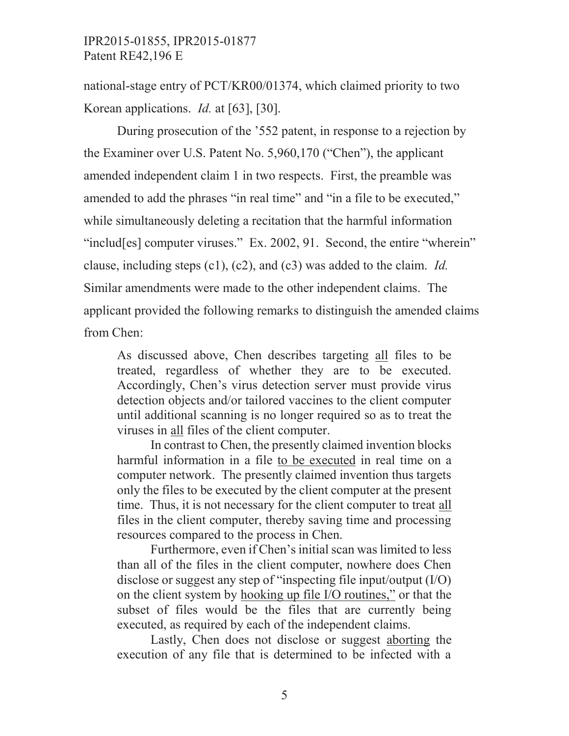national-stage entry of PCT/KR00/01374, which claimed priority to two Korean applications. *Id.* at [63], [30].

During prosecution of the '552 patent, in response to a rejection by the Examiner over U.S. Patent No. 5,960,170 ("Chen"), the applicant amended independent claim 1 in two respects. First, the preamble was amended to add the phrases "in real time" and "in a file to be executed," while simultaneously deleting a recitation that the harmful information "includ[es] computer viruses." Ex. 2002, 91. Second, the entire "wherein" clause, including steps (c1), (c2), and (c3) was added to the claim. *Id.* Similar amendments were made to the other independent claims. The applicant provided the following remarks to distinguish the amended claims from Chen:

> As discussed above, Chen describes targeting <u>all</u> files to be treated, regardless of whether they are to be executed. Accordingly, Chen's virus detection server must provide virus detection objects and/or tailored vaccines to the client computer until additional scanning is no longer required so as to treat the viruses in <u>all</u> files of the client computer.
>
> In contrast to Chen, the presently claimed invention blocks harmful information in a file <u>to be executed</u> in real time on a computer network. The presently claimed invention thus targets only the files to be executed by the client computer at the present time. Thus, it is not necessary for the client computer to treat <u>all</u> files in the client computer, thereby saving time and processing resources compared to the process in Chen.
>
> Furthermore, even if Chen's initial scan was limited to less than all of the files in the client computer, nowhere does Chen disclose or suggest any step of "inspecting file input/output (I/O) on the client system by <u>hooking up file I/O routines,"</u> or that the subset of files would be the files that are currently being executed, as required by each of the independent claims.
>
> Lastly, Chen does not disclose or suggest <u>aborting</u> the execution of any file that is determined to be infected with a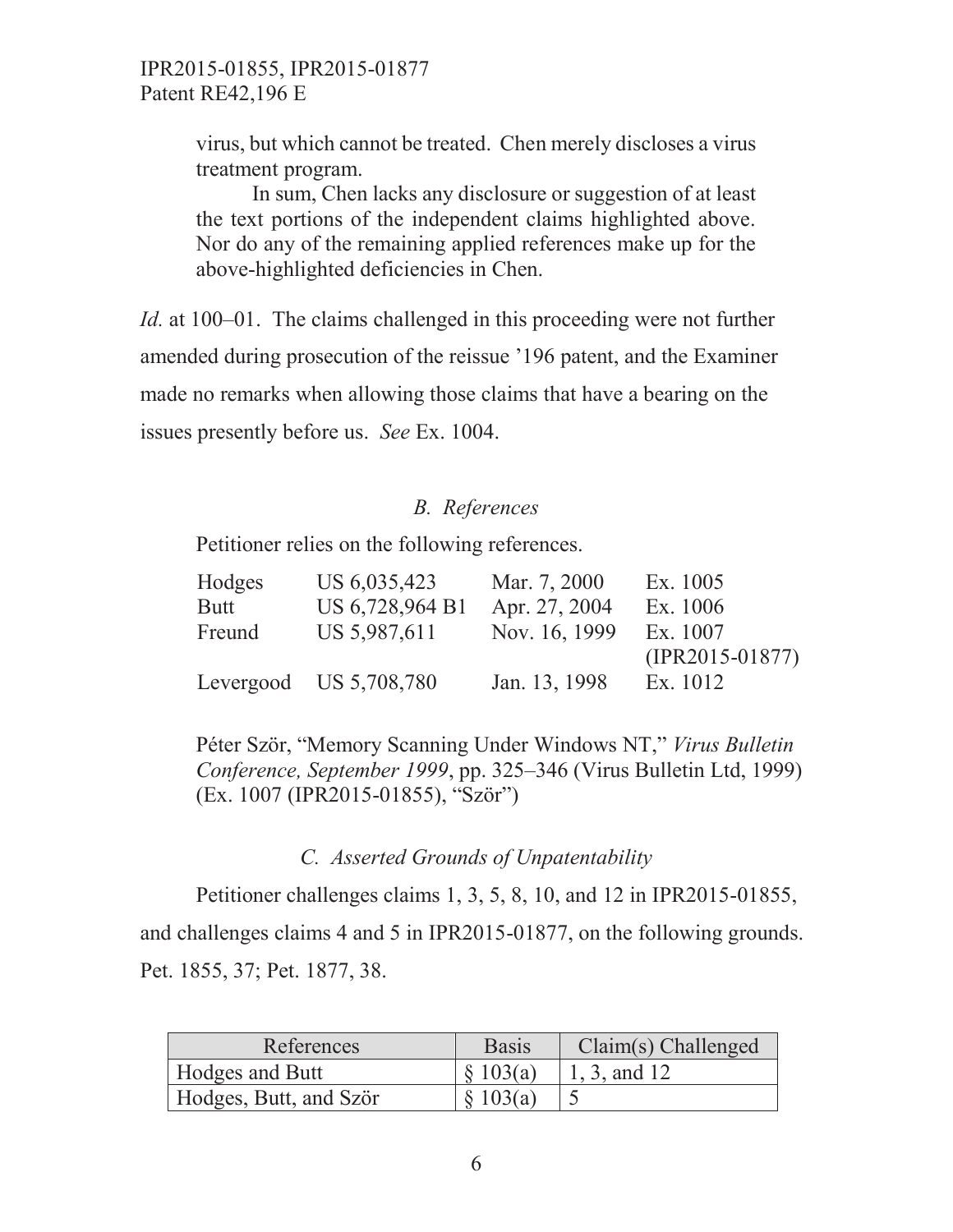> virus, but which cannot be treated. Chen merely discloses a virus treatment program.
>
> In sum, Chen lacks any disclosure or suggestion of at least the text portions of the independent claims highlighted above. Nor do any of the remaining applied references make up for the above-highlighted deficiencies in Chen.

*Id.* at 100–01. The claims challenged in this proceeding were not further amended during prosecution of the reissue '196 patent, and the Examiner made no remarks when allowing those claims that have a bearing on the issues presently before us. *See* Ex. 1004.

### *B. References*

Petitioner relies on the following references.

| | | | |
|---|---|---|---|
| Hodges | US 6,035,423 | Mar. 7, 2000 | Ex. 1005 |
| Butt | US 6,728,964 B1 | Apr. 27, 2004 | Ex. 1006 |
| Freund | US 5,987,611 | Nov. 16, 1999 | Ex. 1007 (IPR2015-01877) |
| Levergood | US 5,708,780 | Jan. 13, 1998 | Ex. 1012 |

Péter Ször, "Memory Scanning Under Windows NT," *Virus Bulletin Conference, September 1999*, pp. 325–346 (Virus Bulletin Ltd, 1999) (Ex. 1007 (IPR2015-01855), "Ször")

### *C. Asserted Grounds of Unpatentability*

Petitioner challenges claims 1, 3, 5, 8, 10, and 12 in IPR2015-01855, and challenges claims 4 and 5 in IPR2015-01877, on the following grounds. Pet. 1855, 37; Pet. 1877, 38.

| References | Basis | Claim(s) Challenged |
|---|---|---|
| Hodges and Butt | § 103(a) | 1, 3, and 12 |
| Hodges, Butt, and Ször | § 103(a) | 5 |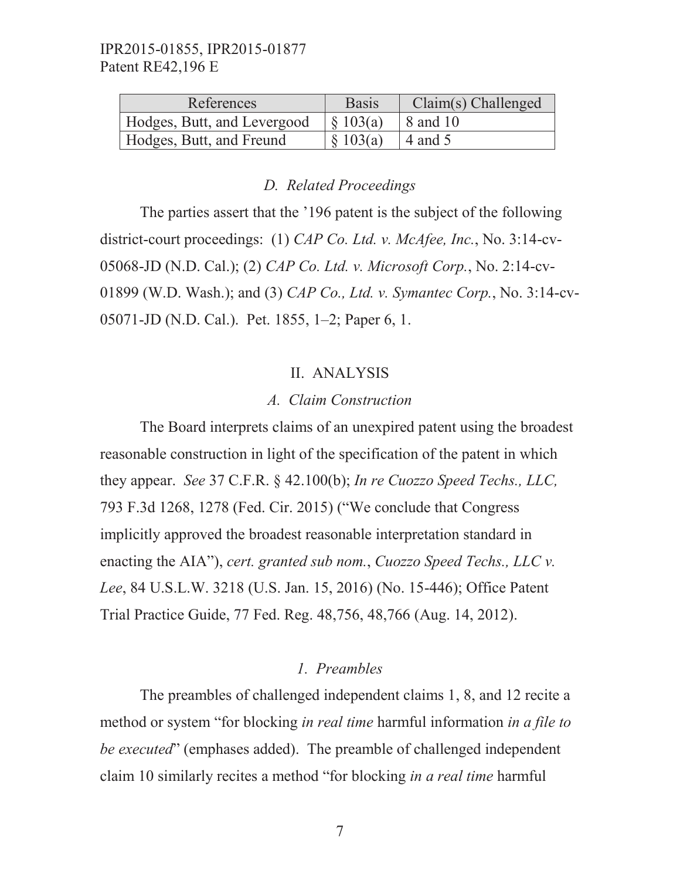| References | Basis | Claim(s) Challenged |
| --- | --- | --- |
| Hodges, Butt, and Levergood | § 103(a) | 8 and 10 |
| Hodges, Butt, and Freund | § 103(a) | 4 and 5 |

### *D. Related Proceedings*

The parties assert that the '196 patent is the subject of the following district-court proceedings: (1) *CAP Co. Ltd. v. McAfee, Inc.*, No. 3:14-cv-05068-JD (N.D. Cal.); (2) *CAP Co. Ltd. v. Microsoft Corp.*, No. 2:14-cv-01899 (W.D. Wash.); and (3) *CAP Co., Ltd. v. Symantec Corp.*, No. 3:14-cv-05071-JD (N.D. Cal.). Pet. 1855, 1–2; Paper 6, 1.

## II. ANALYSIS

### *A. Claim Construction*

The Board interprets claims of an unexpired patent using the broadest reasonable construction in light of the specification of the patent in which they appear. *See* 37 C.F.R. § 42.100(b); *In re Cuozzo Speed Techs., LLC,* 793 F.3d 1268, 1278 (Fed. Cir. 2015) ("We conclude that Congress implicitly approved the broadest reasonable interpretation standard in enacting the AIA"), *cert. granted sub nom.*, *Cuozzo Speed Techs., LLC v. Lee*, 84 U.S.L.W. 3218 (U.S. Jan. 15, 2016) (No. 15-446); Office Patent Trial Practice Guide, 77 Fed. Reg. 48,756, 48,766 (Aug. 14, 2012).

#### *1. Preambles*

The preambles of challenged independent claims 1, 8, and 12 recite a method or system "for blocking *in real time* harmful information *in a file to be executed*" (emphases added). The preamble of challenged independent claim 10 similarly recites a method "for blocking *in a real time* harmful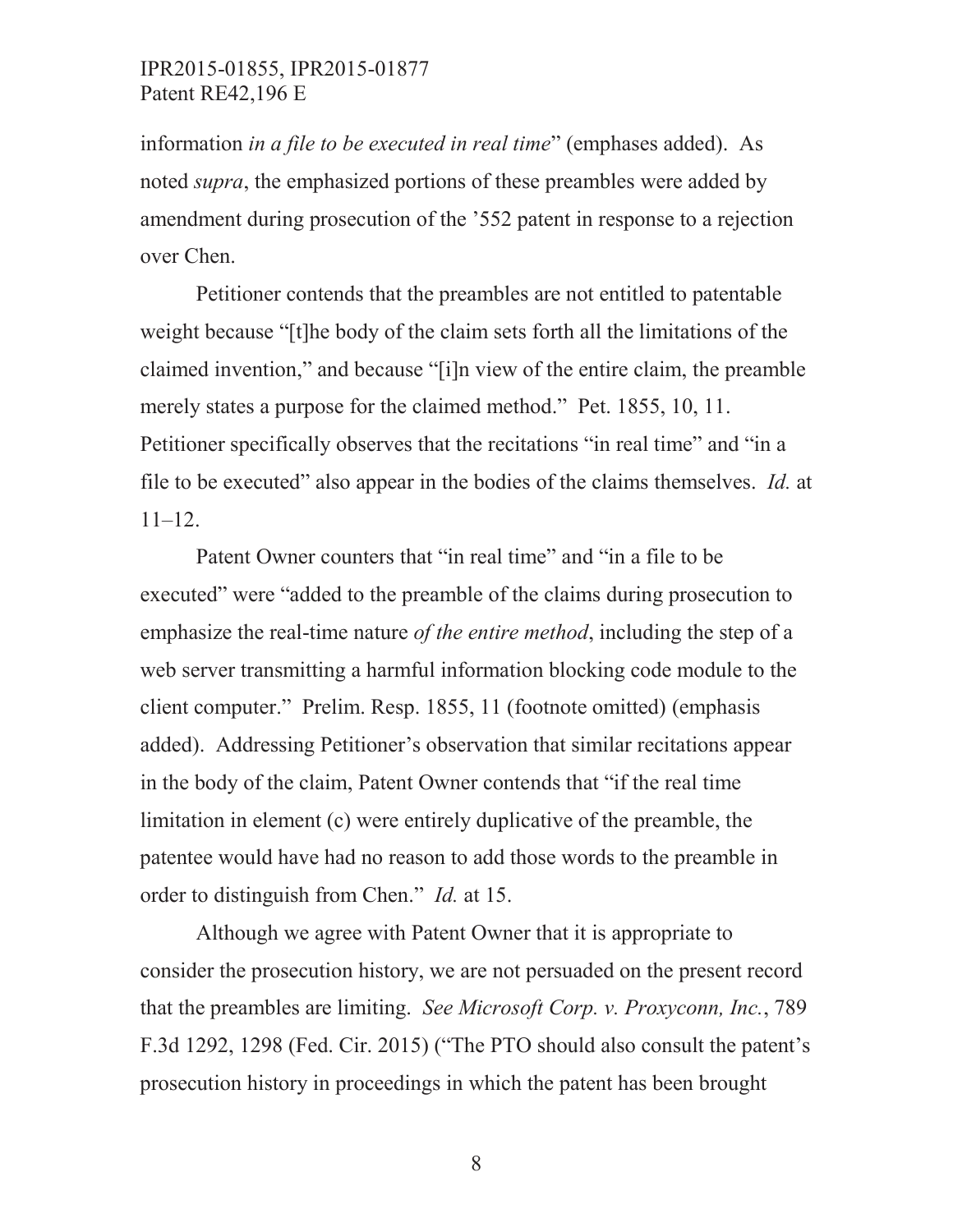information *in a file to be executed in real time*" (emphases added). As noted *supra*, the emphasized portions of these preambles were added by amendment during prosecution of the '552 patent in response to a rejection over Chen.

Petitioner contends that the preambles are not entitled to patentable weight because "[t]he body of the claim sets forth all the limitations of the claimed invention," and because "[i]n view of the entire claim, the preamble merely states a purpose for the claimed method." Pet. 1855, 10, 11. Petitioner specifically observes that the recitations "in real time" and "in a file to be executed" also appear in the bodies of the claims themselves. *Id.* at 11–12.

Patent Owner counters that "in real time" and "in a file to be executed" were "added to the preamble of the claims during prosecution to emphasize the real-time nature *of the entire method*, including the step of a web server transmitting a harmful information blocking code module to the client computer." Prelim. Resp. 1855, 11 (footnote omitted) (emphasis added). Addressing Petitioner's observation that similar recitations appear in the body of the claim, Patent Owner contends that "if the real time limitation in element (c) were entirely duplicative of the preamble, the patentee would have had no reason to add those words to the preamble in order to distinguish from Chen." *Id.* at 15.

Although we agree with Patent Owner that it is appropriate to consider the prosecution history, we are not persuaded on the present record that the preambles are limiting. *See Microsoft Corp. v. Proxyconn, Inc.*, 789 F.3d 1292, 1298 (Fed. Cir. 2015) ("The PTO should also consult the patent's prosecution history in proceedings in which the patent has been brought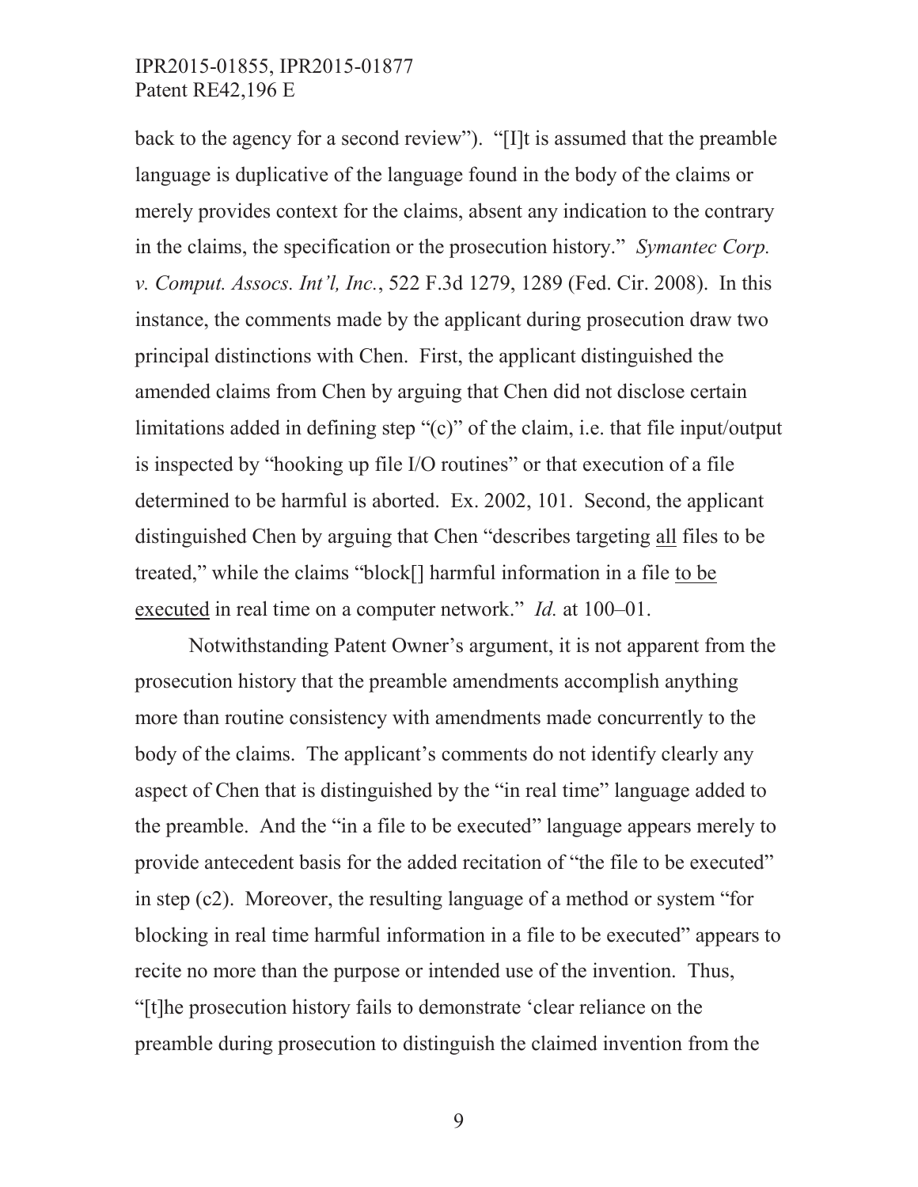back to the agency for a second review"). "[I]t is assumed that the preamble language is duplicative of the language found in the body of the claims or merely provides context for the claims, absent any indication to the contrary in the claims, the specification or the prosecution history." *Symantec Corp. v. Comput. Assocs. Int'l, Inc.*, 522 F.3d 1279, 1289 (Fed. Cir. 2008). In this instance, the comments made by the applicant during prosecution draw two principal distinctions with Chen. First, the applicant distinguished the amended claims from Chen by arguing that Chen did not disclose certain limitations added in defining step "(c)" of the claim, i.e. that file input/output is inspected by "hooking up file I/O routines" or that execution of a file determined to be harmful is aborted. Ex. 2002, 101. Second, the applicant distinguished Chen by arguing that Chen "describes targeting <u>all</u> files to be treated," while the claims "block[] harmful information in a file <u>to be executed</u> in real time on a computer network." *Id.* at 100–01.

Notwithstanding Patent Owner's argument, it is not apparent from the prosecution history that the preamble amendments accomplish anything more than routine consistency with amendments made concurrently to the body of the claims. The applicant's comments do not identify clearly any aspect of Chen that is distinguished by the "in real time" language added to the preamble. And the "in a file to be executed" language appears merely to provide antecedent basis for the added recitation of "the file to be executed" in step (c2). Moreover, the resulting language of a method or system "for blocking in real time harmful information in a file to be executed" appears to recite no more than the purpose or intended use of the invention. Thus, "[t]he prosecution history fails to demonstrate 'clear reliance on the preamble during prosecution to distinguish the claimed invention from the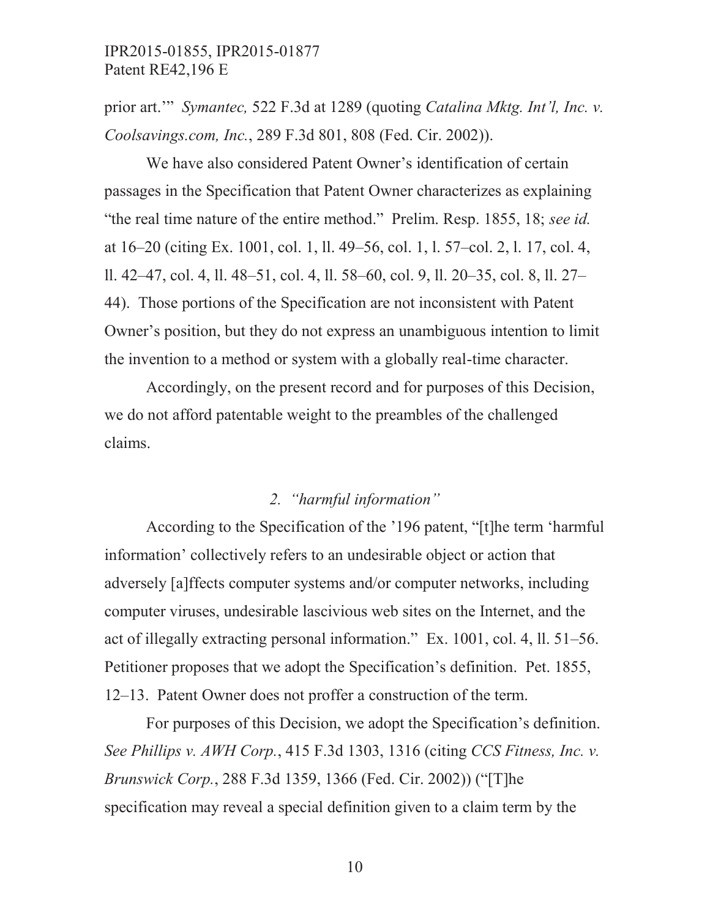prior art.'" *Symantec,* 522 F.3d at 1289 (quoting *Catalina Mktg. Int'l, Inc. v. Coolsavings.com, Inc.*, 289 F.3d 801, 808 (Fed. Cir. 2002)).

We have also considered Patent Owner's identification of certain passages in the Specification that Patent Owner characterizes as explaining "the real time nature of the entire method." Prelim. Resp. 1855, 18; *see id.* at 16–20 (citing Ex. 1001, col. 1, ll. 49–56, col. 1, l. 57–col. 2, l. 17, col. 4, ll. 42–47, col. 4, ll. 48–51, col. 4, ll. 58–60, col. 9, ll. 20–35, col. 8, ll. 27–44). Those portions of the Specification are not inconsistent with Patent Owner's position, but they do not express an unambiguous intention to limit the invention to a method or system with a globally real-time character.

Accordingly, on the present record and for purposes of this Decision, we do not afford patentable weight to the preambles of the challenged claims.

### 2. *"harmful information"*

According to the Specification of the '196 patent, "[t]he term 'harmful information' collectively refers to an undesirable object or action that adversely [a]ffects computer systems and/or computer networks, including computer viruses, undesirable lascivious web sites on the Internet, and the act of illegally extracting personal information." Ex. 1001, col. 4, ll. 51–56. Petitioner proposes that we adopt the Specification's definition. Pet. 1855, 12–13. Patent Owner does not proffer a construction of the term.

For purposes of this Decision, we adopt the Specification's definition. *See Phillips v. AWH Corp.*, 415 F.3d 1303, 1316 (citing *CCS Fitness, Inc. v. Brunswick Corp.*, 288 F.3d 1359, 1366 (Fed. Cir. 2002)) ("[T]he specification may reveal a special definition given to a claim term by the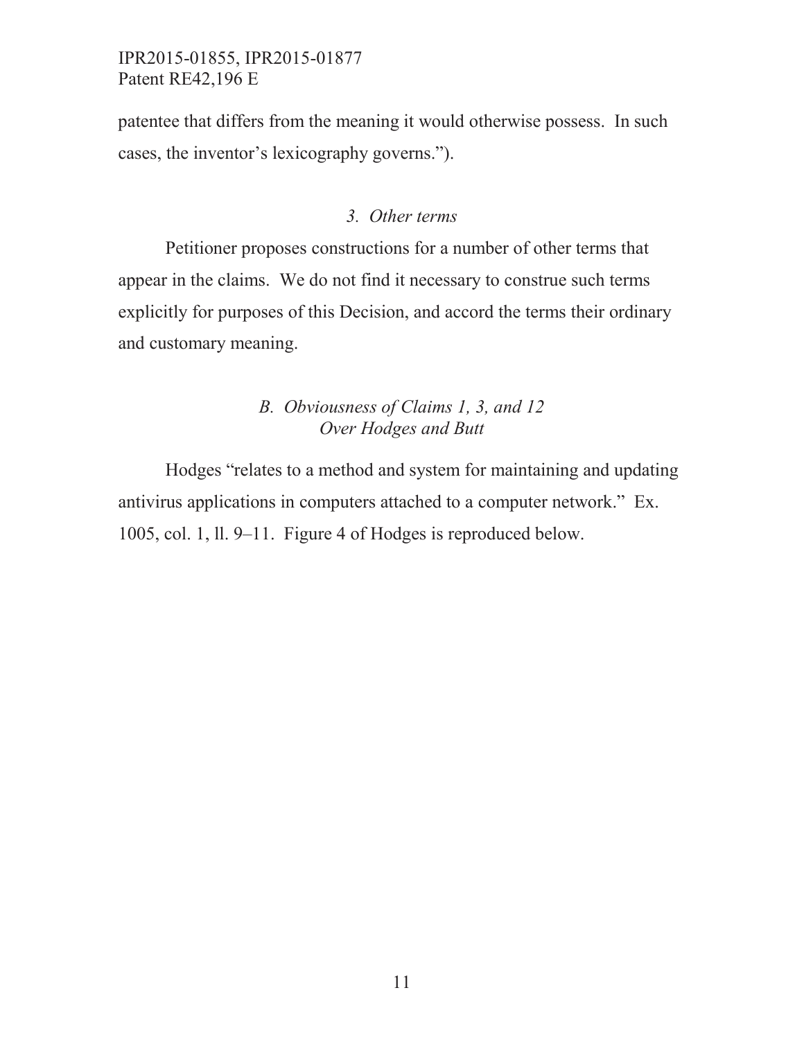patentee that differs from the meaning it would otherwise possess. In such cases, the inventor's lexicography governs.").

### *3. Other terms*

Petitioner proposes constructions for a number of other terms that appear in the claims. We do not find it necessary to construe such terms explicitly for purposes of this Decision, and accord the terms their ordinary and customary meaning.

## *B. Obviousness of Claims 1, 3, and 12 Over Hodges and Butt*

Hodges "relates to a method and system for maintaining and updating antivirus applications in computers attached to a computer network." Ex. 1005, col. 1, ll. 9–11. Figure 4 of Hodges is reproduced below.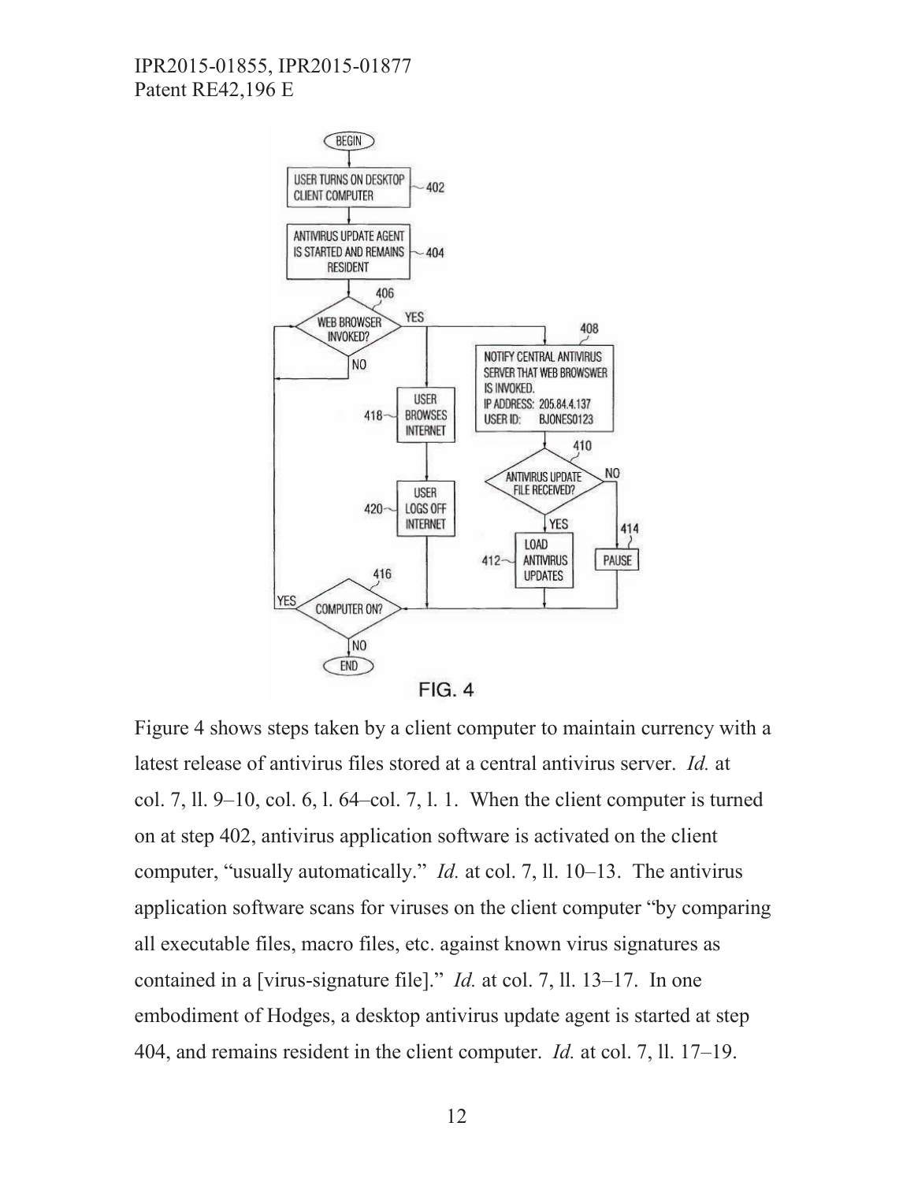Figure 4 shows steps taken by a client computer to maintain currency with a latest release of antivirus files stored at a central antivirus server. *Id.* at col. 7, ll. 9–10, col. 6, l. 64–col. 7, l. 1. When the client computer is turned on at step 402, antivirus application software is activated on the client computer, "usually automatically." *Id.* at col. 7, ll. 10–13. The antivirus application software scans for viruses on the client computer "by comparing all executable files, macro files, etc. against known virus signatures as contained in a [virus-signature file]." *Id.* at col. 7, ll. 13–17. In one embodiment of Hodges, a desktop antivirus update agent is started at step 404, and remains resident in the client computer. *Id.* at col. 7, ll. 17–19.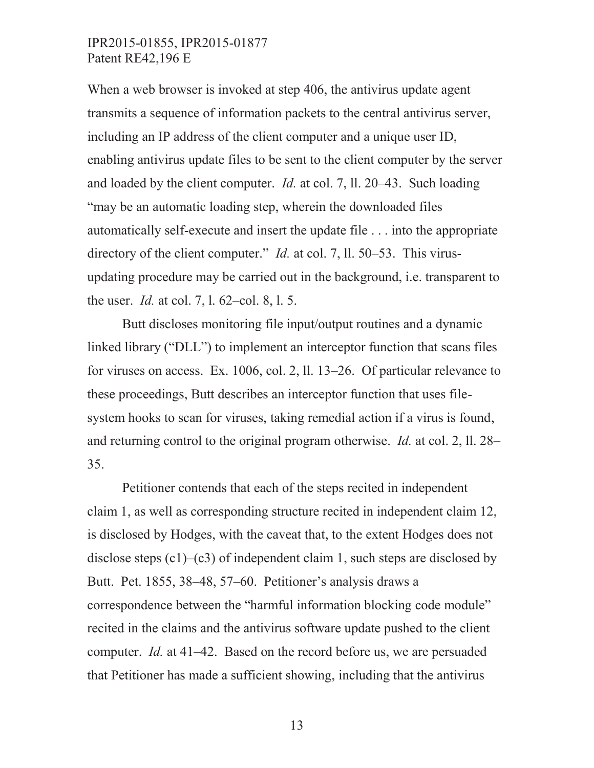When a web browser is invoked at step 406, the antivirus update agent transmits a sequence of information packets to the central antivirus server, including an IP address of the client computer and a unique user ID, enabling antivirus update files to be sent to the client computer by the server and loaded by the client computer. *Id.* at col. 7, ll. 20–43. Such loading "may be an automatic loading step, wherein the downloaded files automatically self-execute and insert the update file . . . into the appropriate directory of the client computer." *Id.* at col. 7, ll. 50–53. This virus-updating procedure may be carried out in the background, i.e. transparent to the user. *Id.* at col. 7, l. 62–col. 8, l. 5.

Butt discloses monitoring file input/output routines and a dynamic linked library ("DLL") to implement an interceptor function that scans files for viruses on access. Ex. 1006, col. 2, ll. 13–26. Of particular relevance to these proceedings, Butt describes an interceptor function that uses file-system hooks to scan for viruses, taking remedial action if a virus is found, and returning control to the original program otherwise. *Id.* at col. 2, ll. 28–35.

Petitioner contends that each of the steps recited in independent claim 1, as well as corresponding structure recited in independent claim 12, is disclosed by Hodges, with the caveat that, to the extent Hodges does not disclose steps (c1)–(c3) of independent claim 1, such steps are disclosed by Butt. Pet. 1855, 38–48, 57–60. Petitioner's analysis draws a correspondence between the "harmful information blocking code module" recited in the claims and the antivirus software update pushed to the client computer. *Id.* at 41–42. Based on the record before us, we are persuaded that Petitioner has made a sufficient showing, including that the antivirus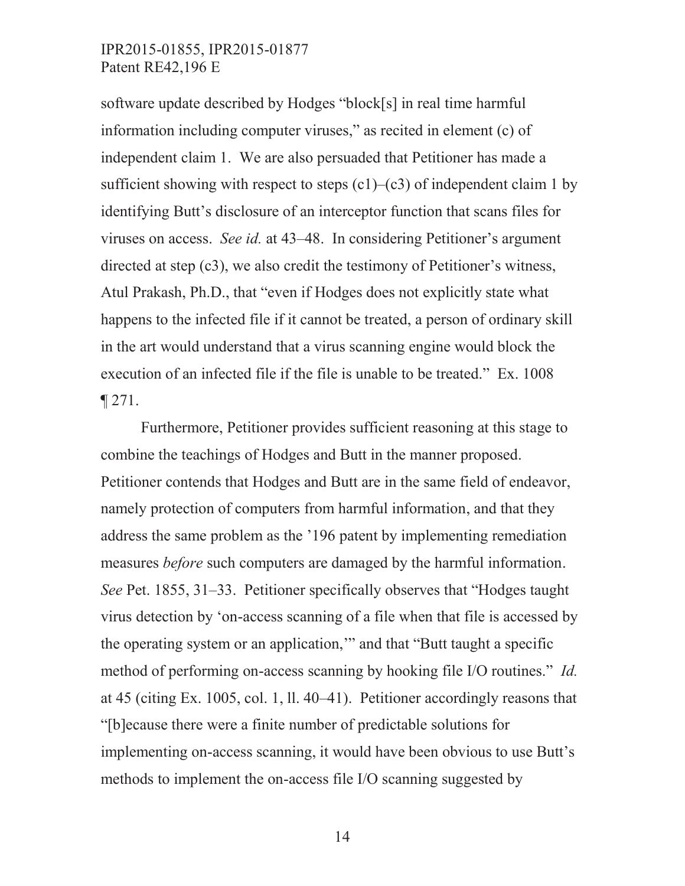software update described by Hodges "block[s] in real time harmful information including computer viruses," as recited in element (c) of independent claim 1. We are also persuaded that Petitioner has made a sufficient showing with respect to steps (c1)–(c3) of independent claim 1 by identifying Butt's disclosure of an interceptor function that scans files for viruses on access. *See id.* at 43–48. In considering Petitioner's argument directed at step (c3), we also credit the testimony of Petitioner's witness, Atul Prakash, Ph.D., that "even if Hodges does not explicitly state what happens to the infected file if it cannot be treated, a person of ordinary skill in the art would understand that a virus scanning engine would block the execution of an infected file if the file is unable to be treated." Ex. 1008 ¶ 271.

Furthermore, Petitioner provides sufficient reasoning at this stage to combine the teachings of Hodges and Butt in the manner proposed. Petitioner contends that Hodges and Butt are in the same field of endeavor, namely protection of computers from harmful information, and that they address the same problem as the '196 patent by implementing remediation measures *before* such computers are damaged by the harmful information. *See* Pet. 1855, 31–33. Petitioner specifically observes that "Hodges taught virus detection by 'on-access scanning of a file when that file is accessed by the operating system or an application,'" and that "Butt taught a specific method of performing on-access scanning by hooking file I/O routines." *Id.* at 45 (citing Ex. 1005, col. 1, ll. 40–41). Petitioner accordingly reasons that "[b]ecause there were a finite number of predictable solutions for implementing on-access scanning, it would have been obvious to use Butt's methods to implement the on-access file I/O scanning suggested by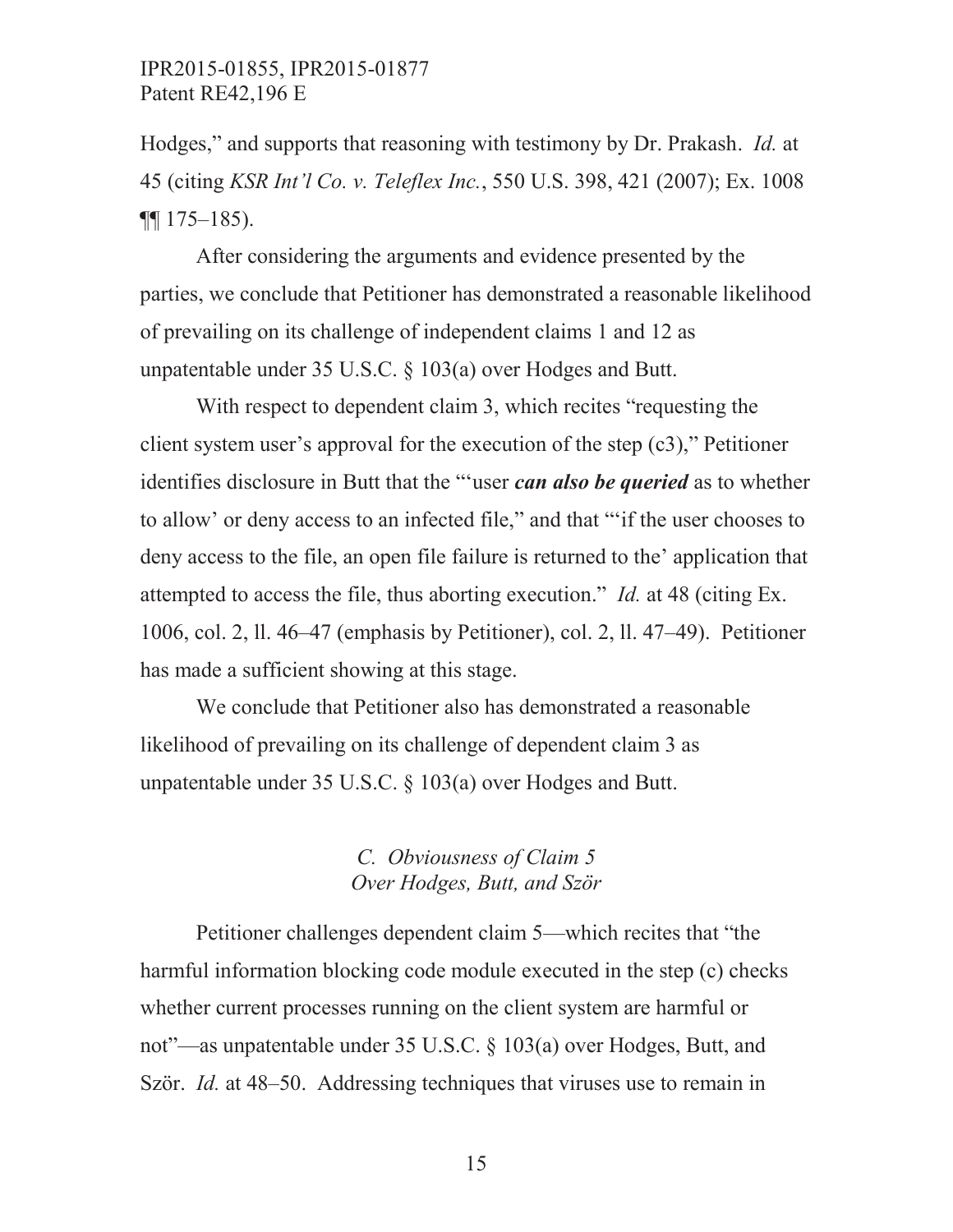Hodges," and supports that reasoning with testimony by Dr. Prakash. *Id.* at 45 (citing *KSR Int'l Co. v. Teleflex Inc.*, 550 U.S. 398, 421 (2007); Ex. 1008 ¶¶ 175–185).

After considering the arguments and evidence presented by the parties, we conclude that Petitioner has demonstrated a reasonable likelihood of prevailing on its challenge of independent claims 1 and 12 as unpatentable under 35 U.S.C. § 103(a) over Hodges and Butt.

With respect to dependent claim 3, which recites "requesting the client system user's approval for the execution of the step (c3)," Petitioner identifies disclosure in Butt that the "'user ***can also be queried*** as to whether to allow' or deny access to an infected file," and that "'if the user chooses to deny access to the file, an open file failure is returned to the' application that attempted to access the file, thus aborting execution." *Id.* at 48 (citing Ex. 1006, col. 2, ll. 46–47 (emphasis by Petitioner), col. 2, ll. 47–49). Petitioner has made a sufficient showing at this stage.

We conclude that Petitioner also has demonstrated a reasonable likelihood of prevailing on its challenge of dependent claim 3 as unpatentable under 35 U.S.C. § 103(a) over Hodges and Butt.

### *C. Obviousness of Claim 5 Over Hodges, Butt, and Ször*

Petitioner challenges dependent claim 5—which recites that "the harmful information blocking code module executed in the step (c) checks whether current processes running on the client system are harmful or not"—as unpatentable under 35 U.S.C. § 103(a) over Hodges, Butt, and Ször. *Id.* at 48–50. Addressing techniques that viruses use to remain in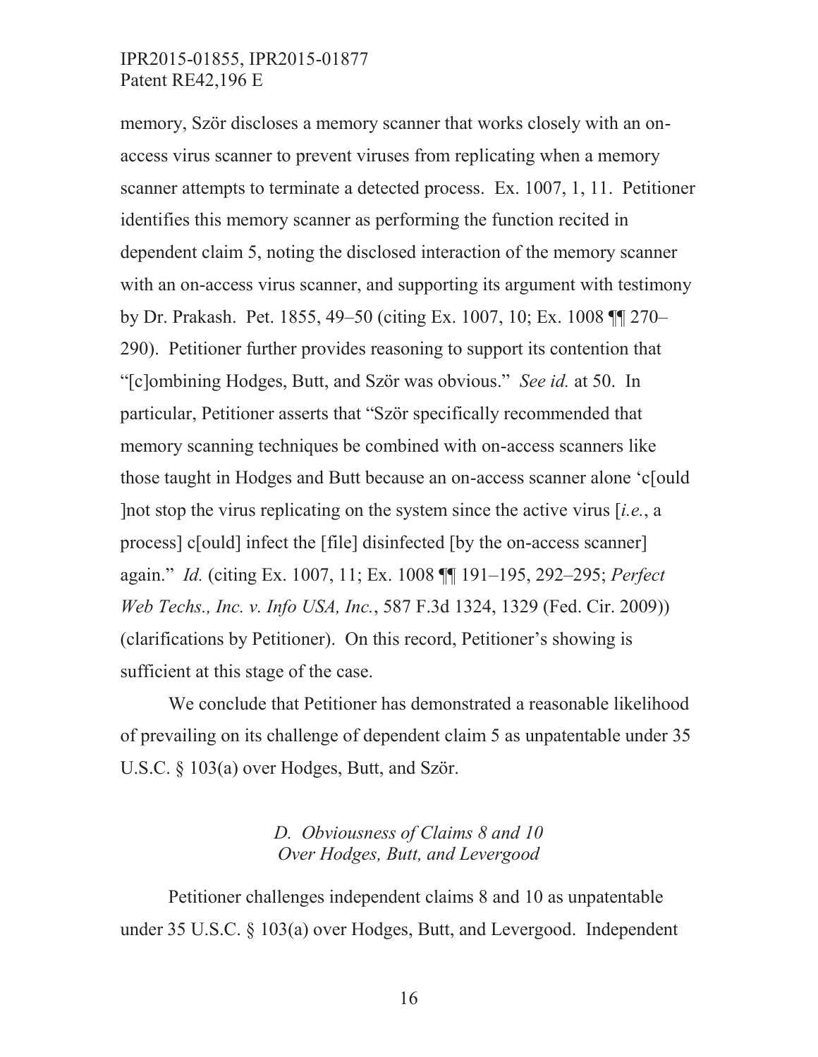memory, Ször discloses a memory scanner that works closely with an on-access virus scanner to prevent viruses from replicating when a memory scanner attempts to terminate a detected process. Ex. 1007, 1, 11. Petitioner identifies this memory scanner as performing the function recited in dependent claim 5, noting the disclosed interaction of the memory scanner with an on-access virus scanner, and supporting its argument with testimony by Dr. Prakash. Pet. 1855, 49–50 (citing Ex. 1007, 10; Ex. 1008 ¶¶ 270–290). Petitioner further provides reasoning to support its contention that "[c]ombining Hodges, Butt, and Ször was obvious." *See id.* at 50. In particular, Petitioner asserts that "Ször specifically recommended that memory scanning techniques be combined with on-access scanners like those taught in Hodges and Butt because an on-access scanner alone 'c[ould ]not stop the virus replicating on the system since the active virus [*i.e.*, a process] c[ould] infect the [file] disinfected [by the on-access scanner] again." *Id.* (citing Ex. 1007, 11; Ex. 1008 ¶¶ 191–195, 292–295; *Perfect Web Techs., Inc. v. Info USA, Inc.*, 587 F.3d 1324, 1329 (Fed. Cir. 2009)) (clarifications by Petitioner). On this record, Petitioner's showing is sufficient at this stage of the case.

We conclude that Petitioner has demonstrated a reasonable likelihood of prevailing on its challenge of dependent claim 5 as unpatentable under 35 U.S.C. § 103(a) over Hodges, Butt, and Ször.

### *D. Obviousness of Claims 8 and 10 Over Hodges, Butt, and Levergood*

Petitioner challenges independent claims 8 and 10 as unpatentable under 35 U.S.C. § 103(a) over Hodges, Butt, and Levergood. Independent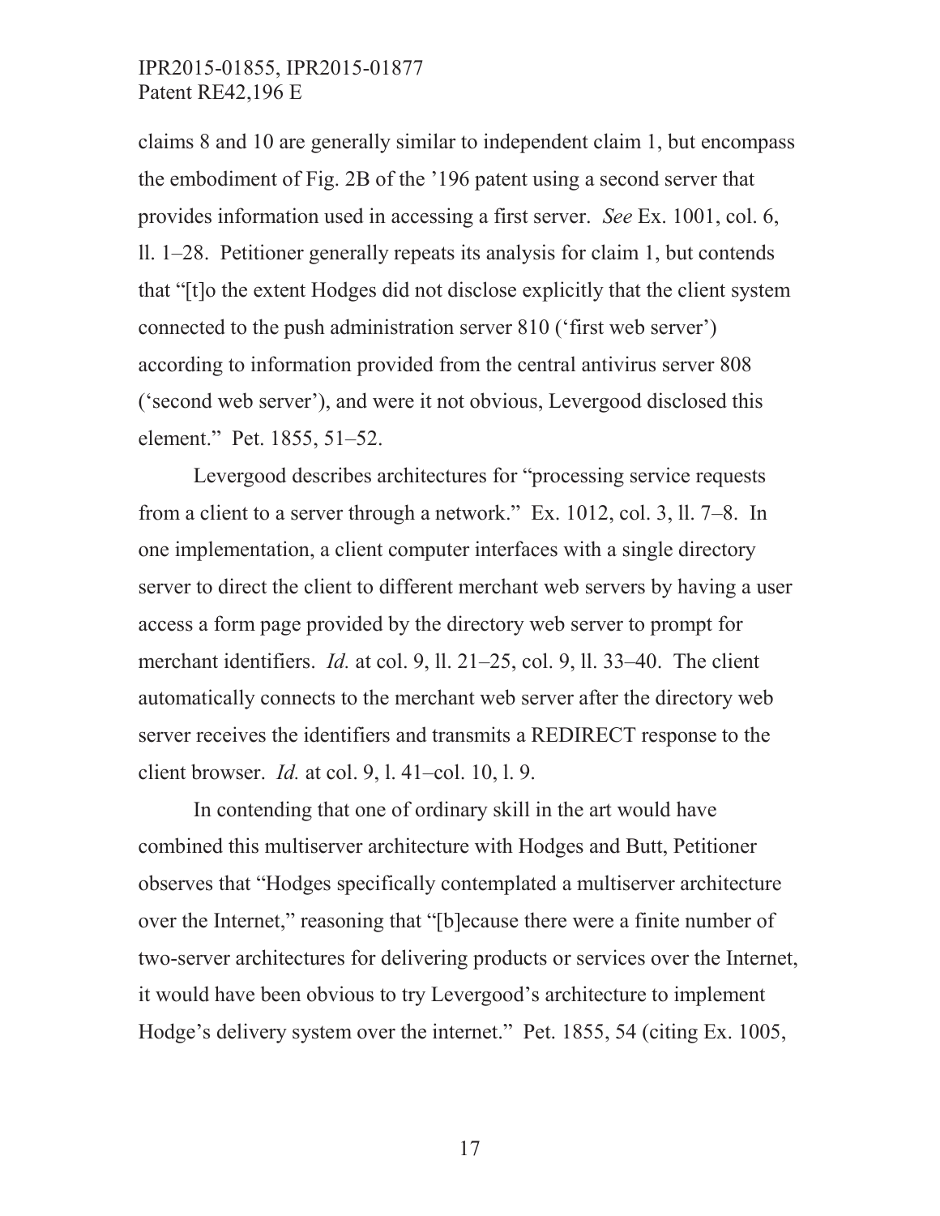claims 8 and 10 are generally similar to independent claim 1, but encompass the embodiment of Fig. 2B of the '196 patent using a second server that provides information used in accessing a first server. *See* Ex. 1001, col. 6, ll. 1–28. Petitioner generally repeats its analysis for claim 1, but contends that "[t]o the extent Hodges did not disclose explicitly that the client system connected to the push administration server 810 ('first web server') according to information provided from the central antivirus server 808 ('second web server'), and were it not obvious, Levergood disclosed this element." Pet. 1855, 51–52.

Levergood describes architectures for "processing service requests from a client to a server through a network." Ex. 1012, col. 3, ll. 7–8. In one implementation, a client computer interfaces with a single directory server to direct the client to different merchant web servers by having a user access a form page provided by the directory web server to prompt for merchant identifiers. *Id.* at col. 9, ll. 21–25, col. 9, ll. 33–40. The client automatically connects to the merchant web server after the directory web server receives the identifiers and transmits a REDIRECT response to the client browser. *Id.* at col. 9, l. 41–col. 10, l. 9.

In contending that one of ordinary skill in the art would have combined this multiserver architecture with Hodges and Butt, Petitioner observes that "Hodges specifically contemplated a multiserver architecture over the Internet," reasoning that "[b]ecause there were a finite number of two-server architectures for delivering products or services over the Internet, it would have been obvious to try Levergood's architecture to implement Hodge's delivery system over the internet." Pet. 1855, 54 (citing Ex. 1005,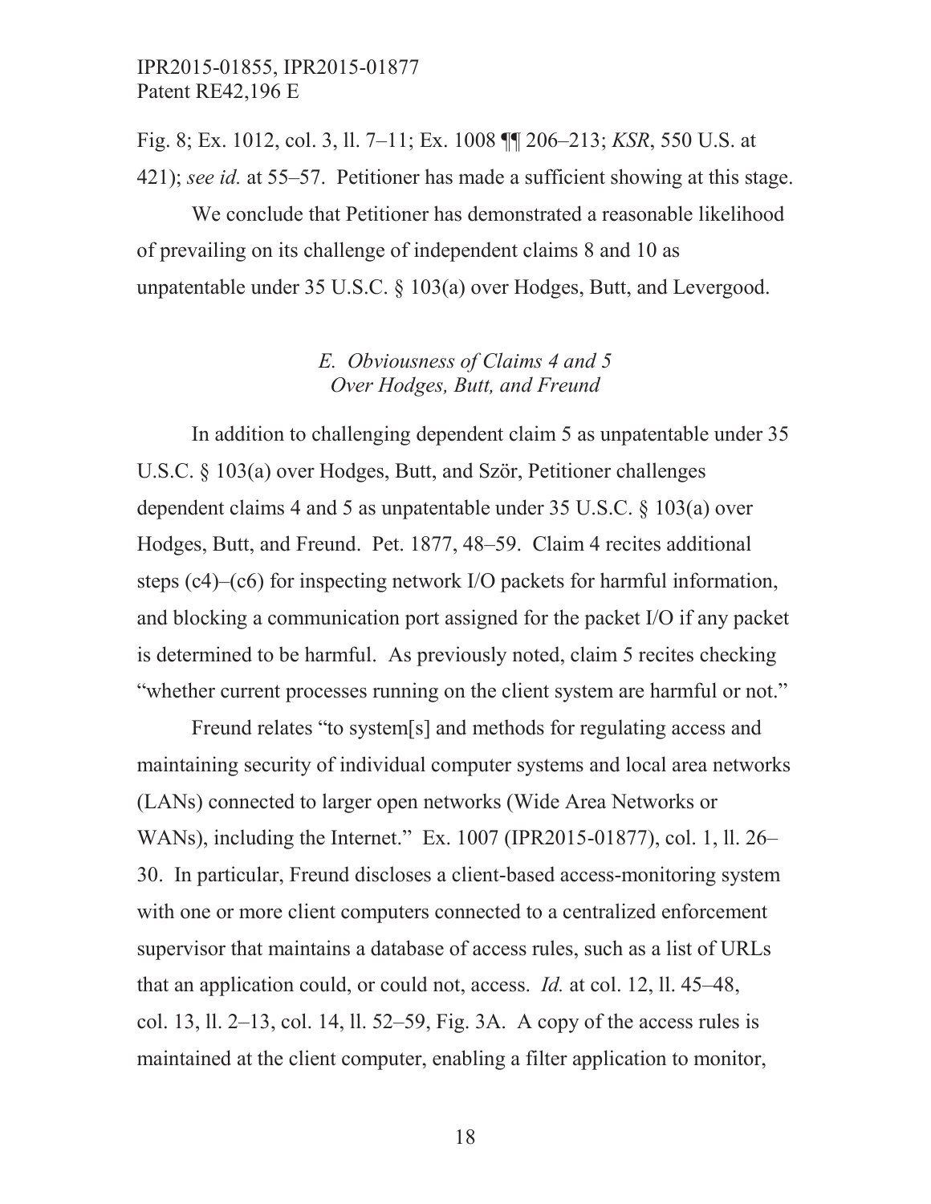Fig. 8; Ex. 1012, col. 3, ll. 7–11; Ex. 1008 ¶¶ 206–213; *KSR*, 550 U.S. at 421); *see id.* at 55–57. Petitioner has made a sufficient showing at this stage.

We conclude that Petitioner has demonstrated a reasonable likelihood of prevailing on its challenge of independent claims 8 and 10 as unpatentable under 35 U.S.C. § 103(a) over Hodges, Butt, and Levergood.

### *E. Obviousness of Claims 4 and 5 Over Hodges, Butt, and Freund*

In addition to challenging dependent claim 5 as unpatentable under 35 U.S.C. § 103(a) over Hodges, Butt, and Ször, Petitioner challenges dependent claims 4 and 5 as unpatentable under 35 U.S.C. § 103(a) over Hodges, Butt, and Freund. Pet. 1877, 48–59. Claim 4 recites additional steps (c4)–(c6) for inspecting network I/O packets for harmful information, and blocking a communication port assigned for the packet I/O if any packet is determined to be harmful. As previously noted, claim 5 recites checking "whether current processes running on the client system are harmful or not."

Freund relates "to system[s] and methods for regulating access and maintaining security of individual computer systems and local area networks (LANs) connected to larger open networks (Wide Area Networks or WANs), including the Internet." Ex. 1007 (IPR2015-01877), col. 1, ll. 26–30. In particular, Freund discloses a client-based access-monitoring system with one or more client computers connected to a centralized enforcement supervisor that maintains a database of access rules, such as a list of URLs that an application could, or could not, access. *Id.* at col. 12, ll. 45–48, col. 13, ll. 2–13, col. 14, ll. 52–59, Fig. 3A. A copy of the access rules is maintained at the client computer, enabling a filter application to monitor,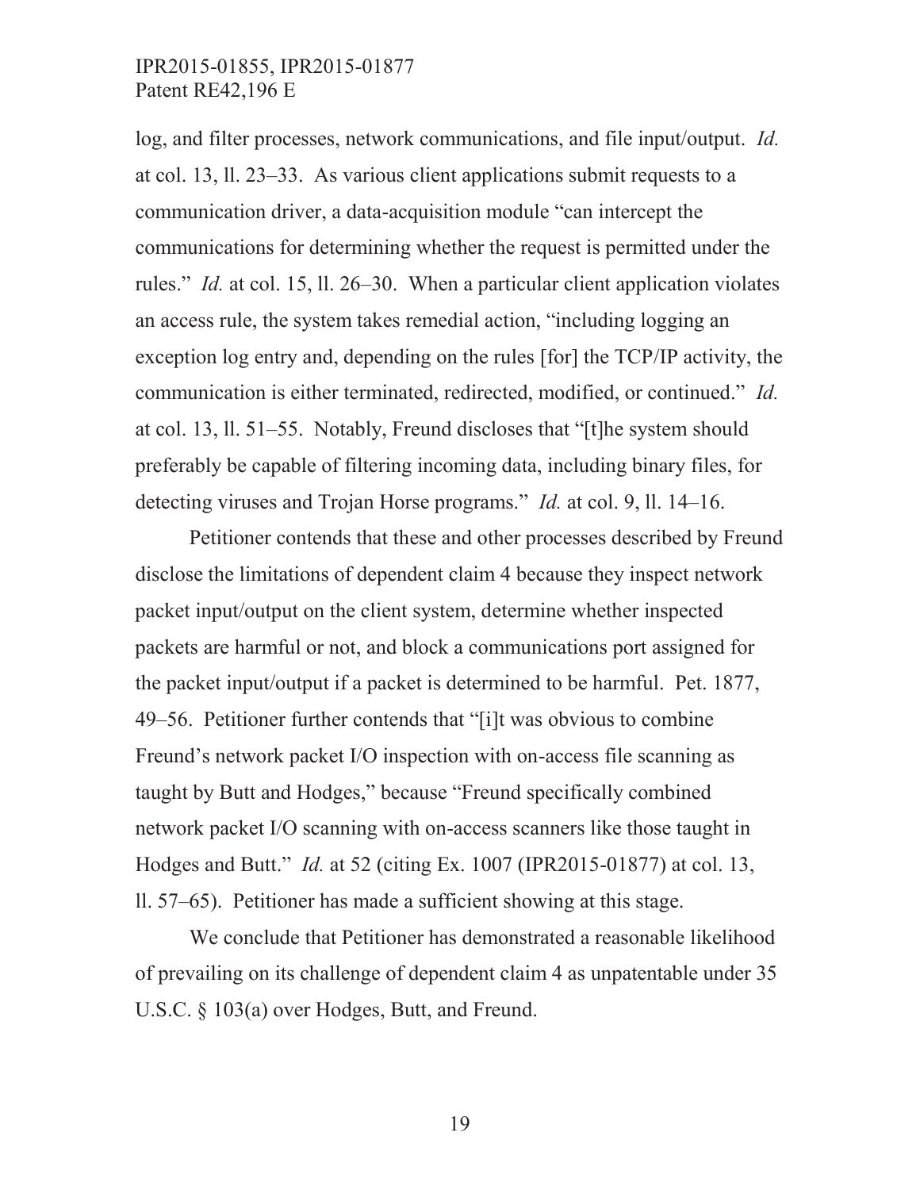log, and filter processes, network communications, and file input/output. *Id.* at col. 13, ll. 23–33. As various client applications submit requests to a communication driver, a data-acquisition module "can intercept the communications for determining whether the request is permitted under the rules." *Id.* at col. 15, ll. 26–30. When a particular client application violates an access rule, the system takes remedial action, "including logging an exception log entry and, depending on the rules [for] the TCP/IP activity, the communication is either terminated, redirected, modified, or continued." *Id.* at col. 13, ll. 51–55. Notably, Freund discloses that "[t]he system should preferably be capable of filtering incoming data, including binary files, for detecting viruses and Trojan Horse programs." *Id.* at col. 9, ll. 14–16.

Petitioner contends that these and other processes described by Freund disclose the limitations of dependent claim 4 because they inspect network packet input/output on the client system, determine whether inspected packets are harmful or not, and block a communications port assigned for the packet input/output if a packet is determined to be harmful. Pet. 1877, 49–56. Petitioner further contends that "[i]t was obvious to combine Freund's network packet I/O inspection with on-access file scanning as taught by Butt and Hodges," because "Freund specifically combined network packet I/O scanning with on-access scanners like those taught in Hodges and Butt." *Id.* at 52 (citing Ex. 1007 (IPR2015-01877) at col. 13, ll. 57–65). Petitioner has made a sufficient showing at this stage.

We conclude that Petitioner has demonstrated a reasonable likelihood of prevailing on its challenge of dependent claim 4 as unpatentable under 35 U.S.C. § 103(a) over Hodges, Butt, and Freund.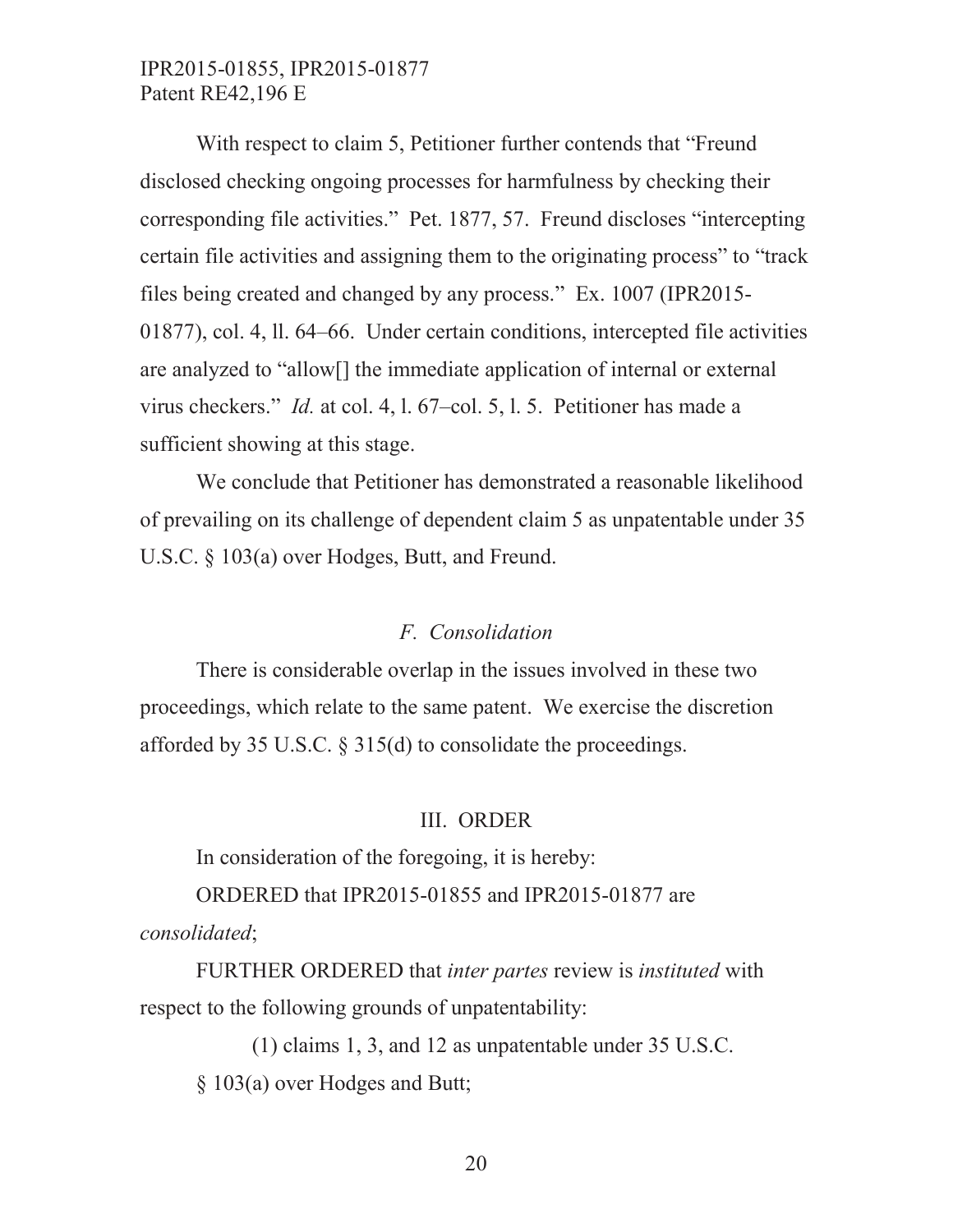With respect to claim 5, Petitioner further contends that "Freund disclosed checking ongoing processes for harmfulness by checking their corresponding file activities." Pet. 1877, 57. Freund discloses "intercepting certain file activities and assigning them to the originating process" to "track files being created and changed by any process." Ex. 1007 (IPR2015-01877), col. 4, ll. 64–66. Under certain conditions, intercepted file activities are analyzed to "allow[] the immediate application of internal or external virus checkers." *Id.* at col. 4, l. 67–col. 5, l. 5. Petitioner has made a sufficient showing at this stage.

We conclude that Petitioner has demonstrated a reasonable likelihood of prevailing on its challenge of dependent claim 5 as unpatentable under 35 U.S.C. § 103(a) over Hodges, Butt, and Freund.

### *F. Consolidation*

There is considerable overlap in the issues involved in these two proceedings, which relate to the same patent. We exercise the discretion afforded by 35 U.S.C. § 315(d) to consolidate the proceedings.

## III. ORDER

In consideration of the foregoing, it is hereby:

ORDERED that IPR2015-01855 and IPR2015-01877 are *consolidated*;

FURTHER ORDERED that *inter partes* review is *instituted* with respect to the following grounds of unpatentability:

(1) claims 1, 3, and 12 as unpatentable under 35 U.S.C. § 103(a) over Hodges and Butt;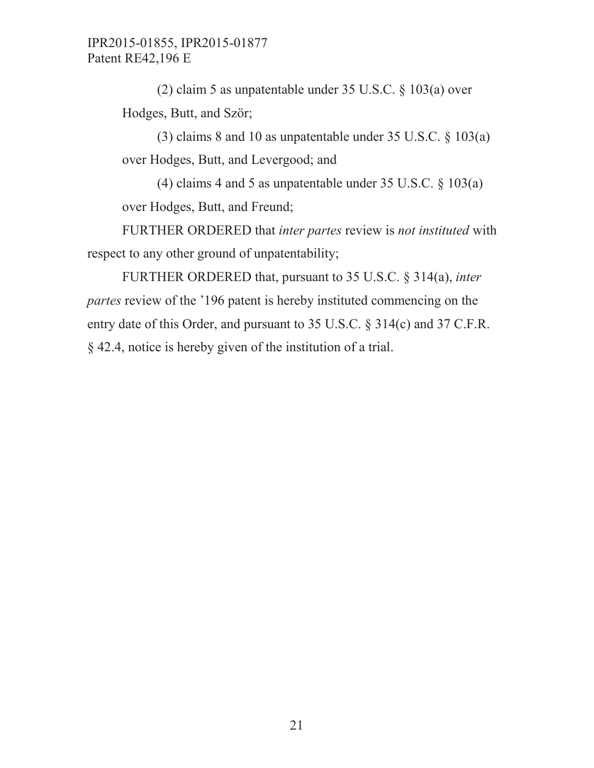(2) claim 5 as unpatentable under 35 U.S.C. § 103(a) over Hodges, Butt, and Ször;

(3) claims 8 and 10 as unpatentable under 35 U.S.C. § 103(a) over Hodges, Butt, and Levergood; and

(4) claims 4 and 5 as unpatentable under 35 U.S.C. § 103(a) over Hodges, Butt, and Freund;

FURTHER ORDERED that *inter partes* review is *not instituted* with respect to any other ground of unpatentability;

FURTHER ORDERED that, pursuant to 35 U.S.C. § 314(a), *inter partes* review of the '196 patent is hereby instituted commencing on the entry date of this Order, and pursuant to 35 U.S.C. § 314(c) and 37 C.F.R. § 42.4, notice is hereby given of the institution of a trial.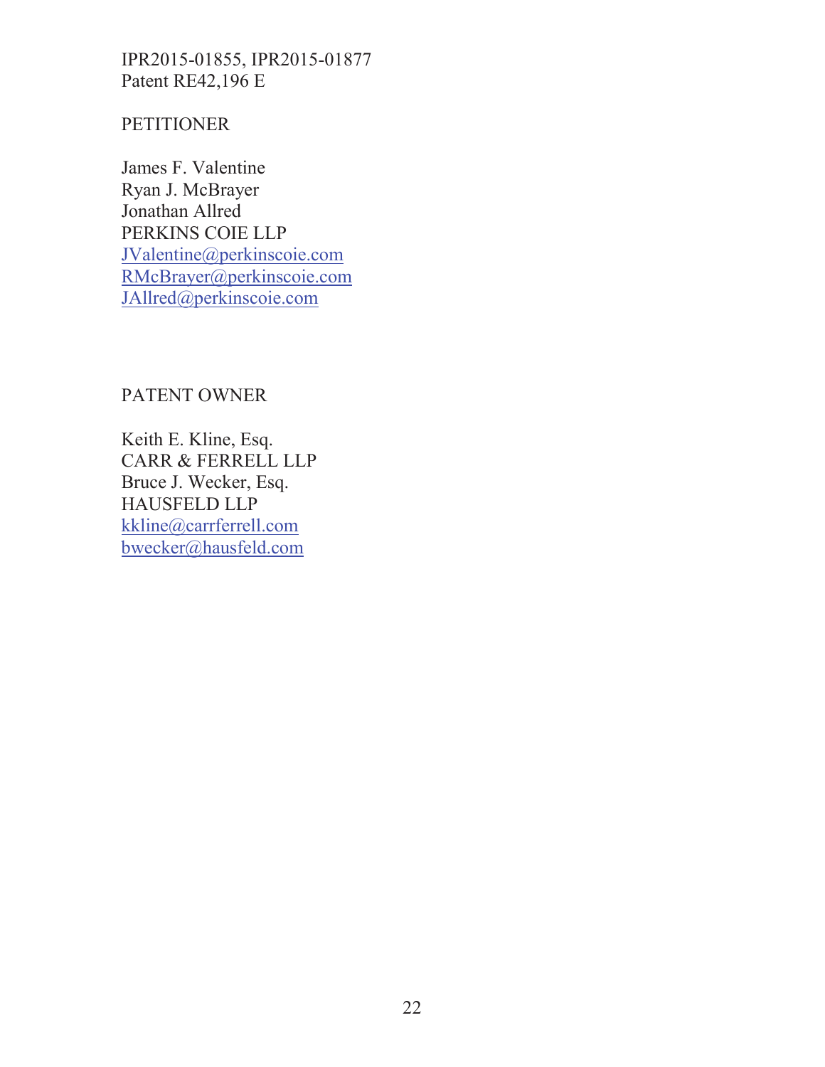IPR2015-01855, IPR2015-01877
Patent RE42,196 E

PETITIONER

James F. Valentine
Ryan J. McBrayer
Jonathan Allred
PERKINS COIE LLP
JValentine@perkinscoie.com
RMcBrayer@perkinscoie.com
JAllred@perkinscoie.com

PATENT OWNER

Keith E. Kline, Esq.
CARR & FERRELL LLP
Bruce J. Wecker, Esq.
HAUSFELD LLP
kkline@carrferrell.com
bwecker@hausfeld.com